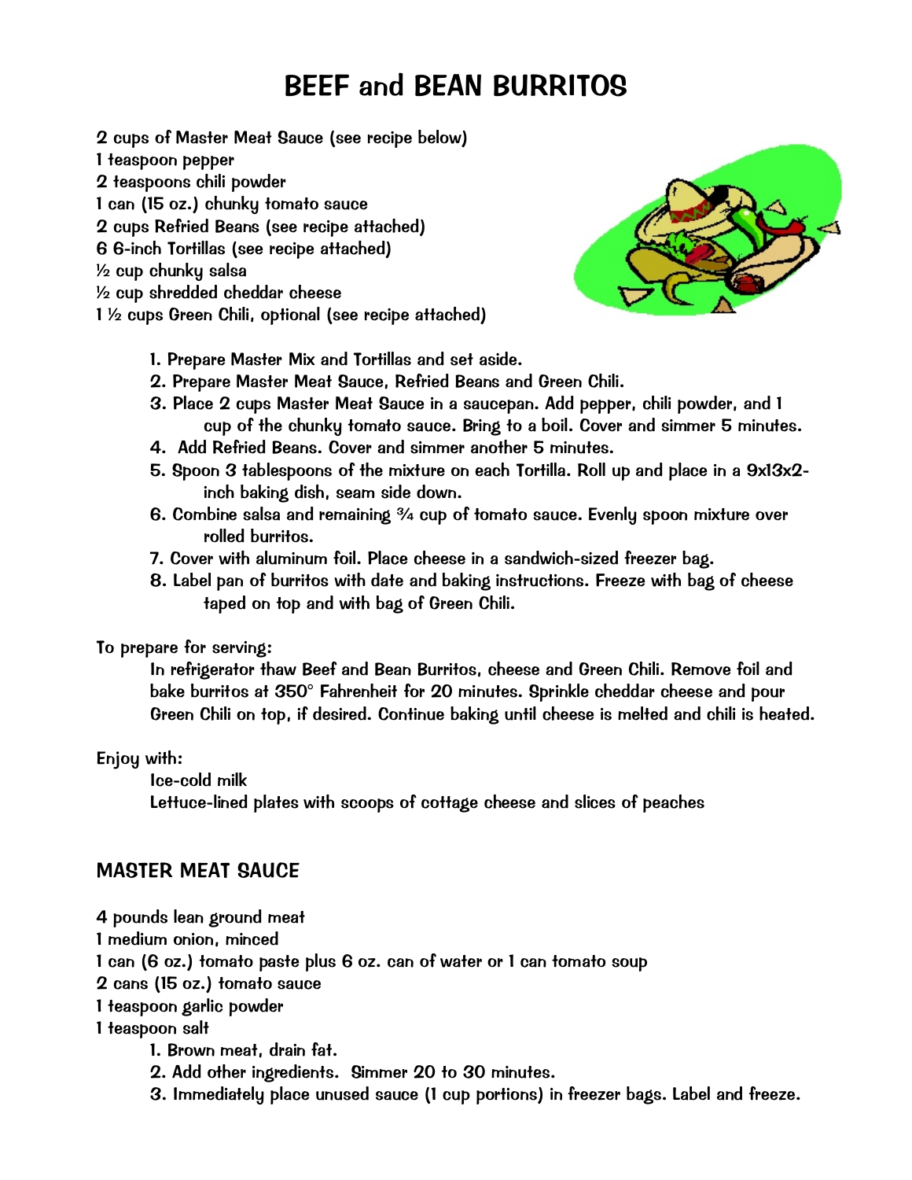# BEEF and BEAN BURRITOS

2 cups of Master Meat Sauce (see recipe below)
1 teaspoon pepper
2 teaspoons chili powder
1 can (15 oz.) chunky tomato sauce
2 cups Refried Beans (see recipe attached)
6 6-inch Tortillas (see recipe attached)
½ cup chunky salsa
½ cup shredded cheddar cheese
1 ½ cups Green Chili, optional (see recipe attached)

1. Prepare Master Mix and Tortillas and set aside.
2. Prepare Master Meat Sauce, Refried Beans and Green Chili.
3. Place 2 cups Master Meat Sauce in a saucepan. Add pepper, chili powder, and 1 cup of the chunky tomato sauce. Bring to a boil. Cover and simmer 5 minutes.
4. Add Refried Beans. Cover and simmer another 5 minutes.
5. Spoon 3 tablespoons of the mixture on each Tortilla. Roll up and place in a 9x13x2-inch baking dish, seam side down.
6. Combine salsa and remaining ¾ cup of tomato sauce. Evenly spoon mixture over rolled burritos.
7. Cover with aluminum foil. Place cheese in a sandwich-sized freezer bag.
8. Label pan of burritos with date and baking instructions. Freeze with bag of cheese taped on top and with bag of Green Chili.

To prepare for serving:

In refrigerator thaw Beef and Bean Burritos, cheese and Green Chili. Remove foil and bake burritos at 350° Fahrenheit for 20 minutes. Sprinkle cheddar cheese and pour Green Chili on top, if desired. Continue baking until cheese is melted and chili is heated.

Enjoy with:

Ice-cold milk
Lettuce-lined plates with scoops of cottage cheese and slices of peaches

## MASTER MEAT SAUCE

4 pounds lean ground meat
1 medium onion, minced
1 can (6 oz.) tomato paste plus 6 oz. can of water or 1 can tomato soup
2 cans (15 oz.) tomato sauce
1 teaspoon garlic powder
1 teaspoon salt

1. Brown meat, drain fat.
2. Add other ingredients. Simmer 20 to 30 minutes.
3. Immediately place unused sauce (1 cup portions) in freezer bags. Label and freeze.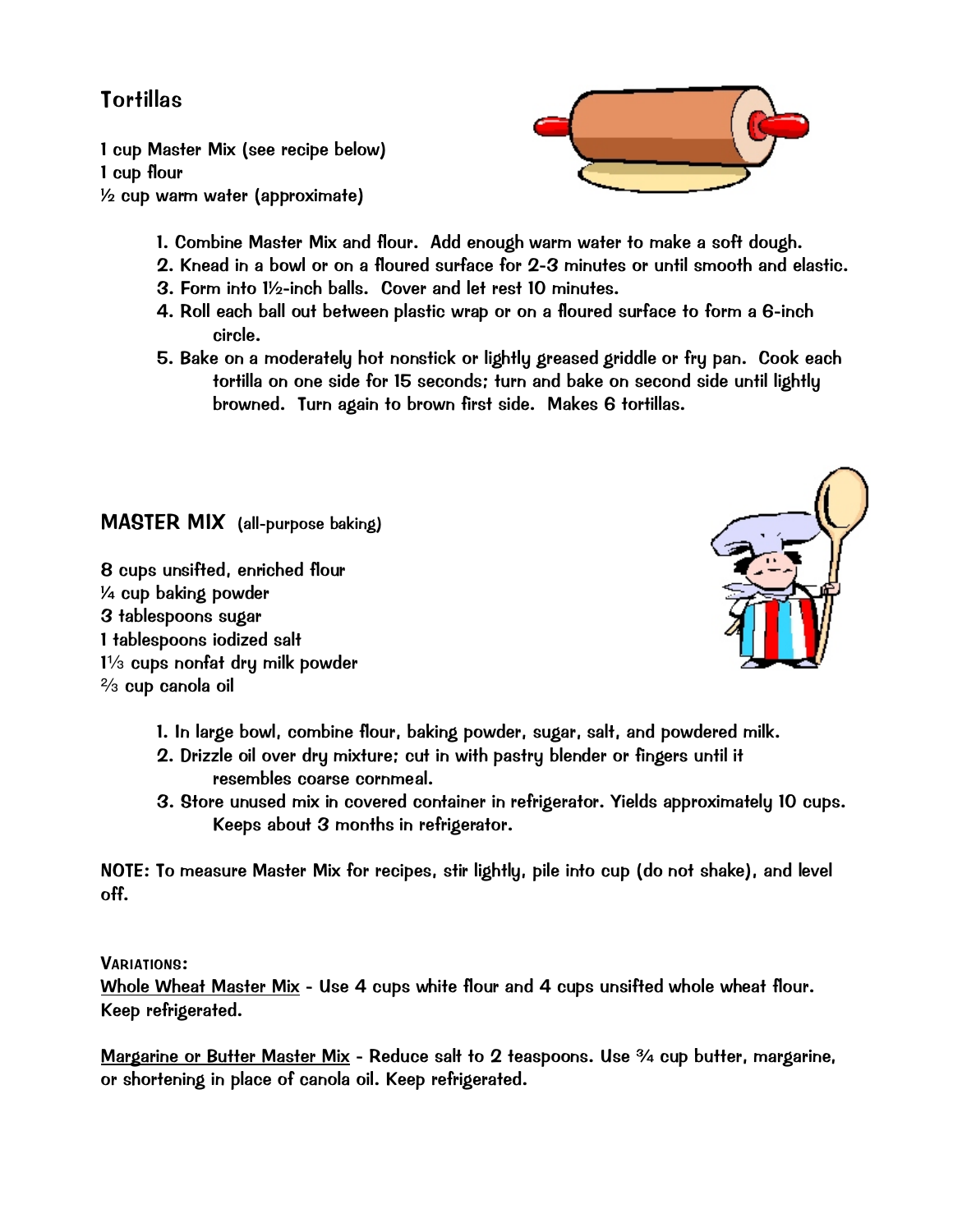## Tortillas

1 cup Master Mix (see recipe below)
1 cup flour
½ cup warm water (approximate)

1. Combine Master Mix and flour. Add enough warm water to make a soft dough.
2. Knead in a bowl or on a floured surface for 2-3 minutes or until smooth and elastic.
3. Form into 1½-inch balls. Cover and let rest 10 minutes.
4. Roll each ball out between plastic wrap or on a floured surface to form a 6-inch circle.
5. Bake on a moderately hot nonstick or lightly greased griddle or fry pan. Cook each tortilla on one side for 15 seconds; turn and bake on second side until lightly browned. Turn again to brown first side. Makes 6 tortillas.

## MASTER MIX (all-purpose baking)

8 cups unsifted, enriched flour
¼ cup baking powder
3 tablespoons sugar
1 tablespoons iodized salt
1⅓ cups nonfat dry milk powder
⅔ cup canola oil

1. In large bowl, combine flour, baking powder, sugar, salt, and powdered milk.
2. Drizzle oil over dry mixture; cut in with pastry blender or fingers until it resembles coarse cornmeal.
3. Store unused mix in covered container in refrigerator. Yields approximately 10 cups. Keeps about 3 months in refrigerator.

**NOTE:** To measure Master Mix for recipes, stir lightly, pile into cup (do not shake), and level off.

**VARIATIONS:**

Whole Wheat Master Mix - Use 4 cups white flour and 4 cups unsifted whole wheat flour. Keep refrigerated.

Margarine or Butter Master Mix - Reduce salt to 2 teaspoons. Use ¾ cup butter, margarine, or shortening in place of canola oil. Keep refrigerated.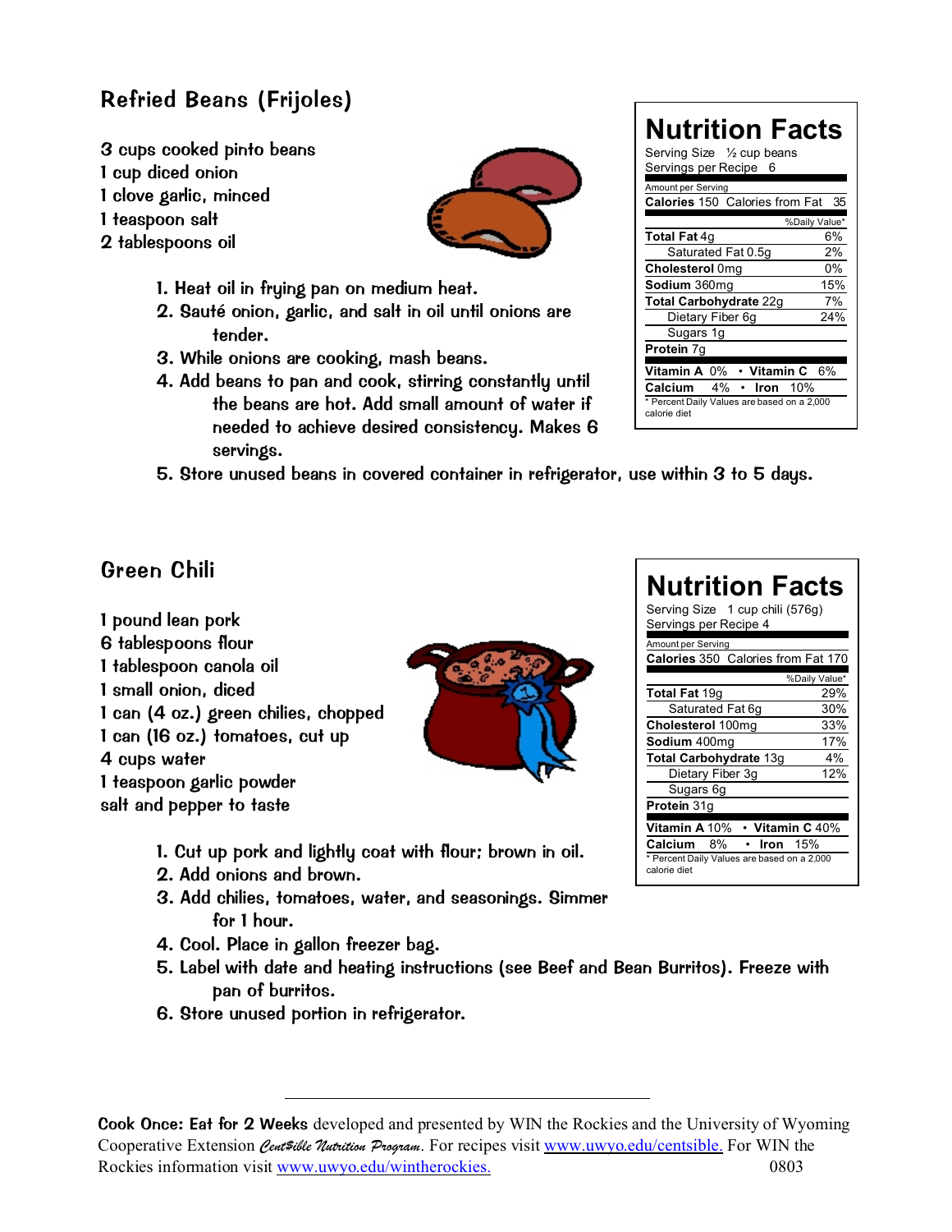## Refried Beans (Frijoles)

3 cups cooked pinto beans
1 cup diced onion
1 clove garlic, minced
1 teaspoon salt
2 tablespoons oil

1. Heat oil in frying pan on medium heat.
2. Sauté onion, garlic, and salt in oil until onions are tender.
3. While onions are cooking, mash beans.
4. Add beans to pan and cook, stirring constantly until the beans are hot. Add small amount of water if needed to achieve desired consistency. Makes 6 servings.
5. Store unused beans in covered container in refrigerator, use within 3 to 5 days.

**Nutrition Facts**

Serving Size ½ cup beans
Servings per Recipe 6

| | |
|---|---|
| Amount per Serving | |
| **Calories** 150 Calories from Fat 35 | |
| | %Daily Value* |
| **Total Fat** 4g | 6% |
| Saturated Fat 0.5g | 2% |
| **Cholesterol** 0mg | 0% |
| **Sodium** 360mg | 15% |
| **Total Carbohydrate** 22g | 7% |
| Dietary Fiber 6g | 24% |
| Sugars 1g | |
| **Protein** 7g | |
| **Vitamin A** 0% • **Vitamin C** 6% | |
| **Calcium** 4% • **Iron** 10% | |

\* Percent Daily Values are based on a 2,000 calorie diet

## Green Chili

1 pound lean pork
6 tablespoons flour
1 tablespoon canola oil
1 small onion, diced
1 can (4 oz.) green chilies, chopped
1 can (16 oz.) tomatoes, cut up
4 cups water
1 teaspoon garlic powder
salt and pepper to taste

1. Cut up pork and lightly coat with flour; brown in oil.
2. Add onions and brown.
3. Add chilies, tomatoes, water, and seasonings. Simmer for 1 hour.
4. Cool. Place in gallon freezer bag.
5. Label with date and heating instructions (see Beef and Bean Burritos). Freeze with pan of burritos.
6. Store unused portion in refrigerator.

**Nutrition Facts**

Serving Size 1 cup chili (576g)
Servings per Recipe 4

| | |
|---|---|
| Amount per Serving | |
| **Calories** 350 Calories from Fat 170 | |
| | %Daily Value* |
| **Total Fat** 19g | 29% |
| Saturated Fat 6g | 30% |
| **Cholesterol** 100mg | 33% |
| **Sodium** 400mg | 17% |
| **Total Carbohydrate** 13g | 4% |
| Dietary Fiber 3g | 12% |
| Sugars 6g | |
| **Protein** 31g | |
| **Vitamin A** 10% • **Vitamin C** 40% | |
| **Calcium** 8% • **Iron** 15% | |

\* Percent Daily Values are based on a 2,000 calorie diet

---

**Cook Once: Eat for 2 Weeks** developed and presented by WIN the Rockies and the University of Wyoming Cooperative Extension *Cent$ible Nutrition Program*. For recipes visit www.uwyo.edu/centsible. For WIN the Rockies information visit www.uwyo.edu/wintherockies. 0803